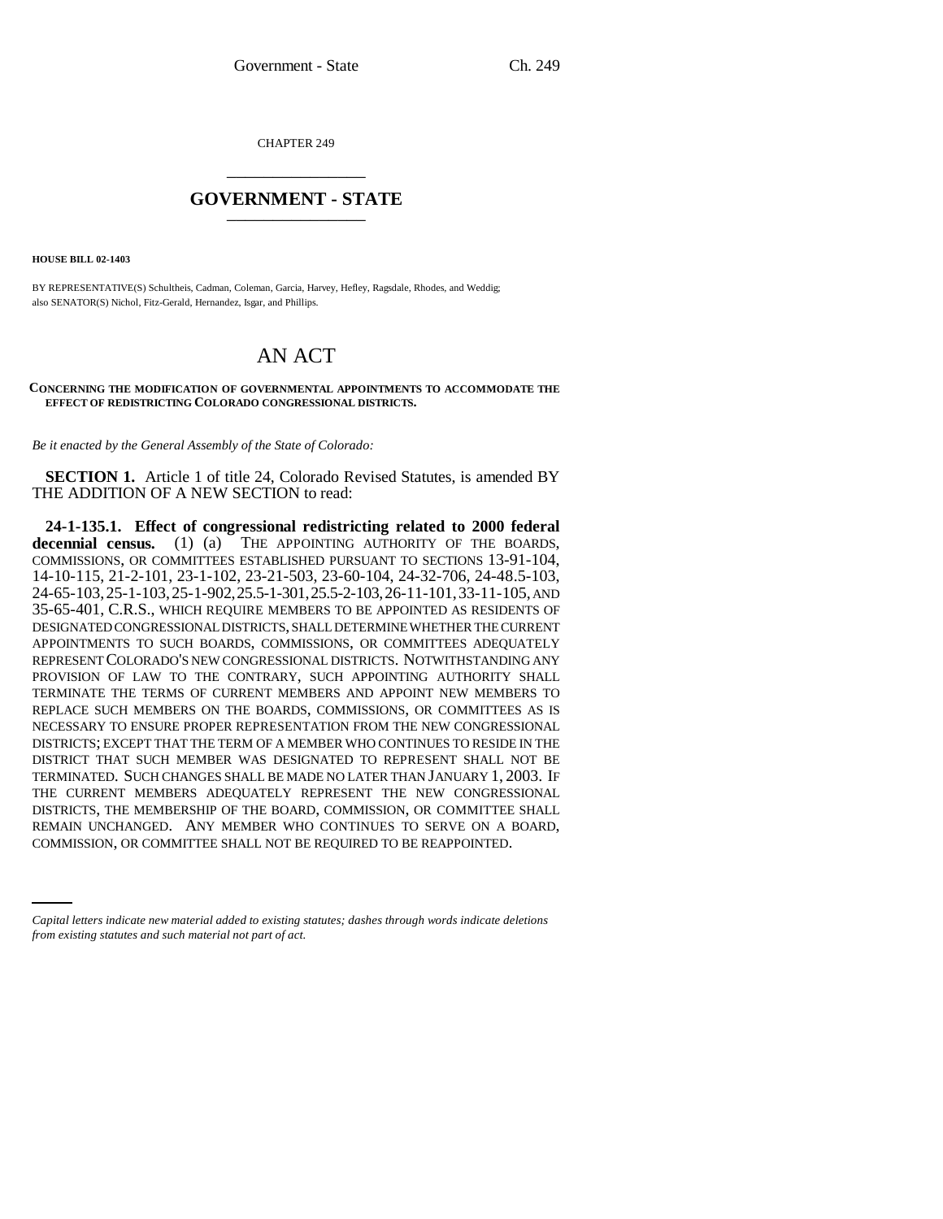CHAPTER 249

# GOVERNMENT - STATE

**HOUSE BILL 02-1403**

BY REPRESENTATIVE(S) Schultheis, Cadman, Coleman, Garcia, Harvey, Hefley, Ragsdale, Rhodes, and Weddig;
also SENATOR(S) Nichol, Fitz-Gerald, Hernandez, Isgar, and Phillips.

# AN ACT

**CONCERNING THE MODIFICATION OF GOVERNMENTAL APPOINTMENTS TO ACCOMMODATE THE EFFECT OF REDISTRICTING COLORADO CONGRESSIONAL DISTRICTS.**

*Be it enacted by the General Assembly of the State of Colorado:*

**SECTION 1.** Article 1 of title 24, Colorado Revised Statutes, is amended BY THE ADDITION OF A NEW SECTION to read:

**24-1-135.1. Effect of congressional redistricting related to 2000 federal decennial census.** (1) (a) THE APPOINTING AUTHORITY OF THE BOARDS, COMMISSIONS, OR COMMITTEES ESTABLISHED PURSUANT TO SECTIONS 13-91-104, 14-10-115, 21-2-101, 23-1-102, 23-21-503, 23-60-104, 24-32-706, 24-48.5-103, 24-65-103, 25-1-103, 25-1-902, 25.5-1-301, 25.5-2-103, 26-11-101, 33-11-105, AND 35-65-401, C.R.S., WHICH REQUIRE MEMBERS TO BE APPOINTED AS RESIDENTS OF DESIGNATED CONGRESSIONAL DISTRICTS, SHALL DETERMINE WHETHER THE CURRENT APPOINTMENTS TO SUCH BOARDS, COMMISSIONS, OR COMMITTEES ADEQUATELY REPRESENT COLORADO'S NEW CONGRESSIONAL DISTRICTS. NOTWITHSTANDING ANY PROVISION OF LAW TO THE CONTRARY, SUCH APPOINTING AUTHORITY SHALL TERMINATE THE TERMS OF CURRENT MEMBERS AND APPOINT NEW MEMBERS TO REPLACE SUCH MEMBERS ON THE BOARDS, COMMISSIONS, OR COMMITTEES AS IS NECESSARY TO ENSURE PROPER REPRESENTATION FROM THE NEW CONGRESSIONAL DISTRICTS; EXCEPT THAT THE TERM OF A MEMBER WHO CONTINUES TO RESIDE IN THE DISTRICT THAT SUCH MEMBER WAS DESIGNATED TO REPRESENT SHALL NOT BE TERMINATED. SUCH CHANGES SHALL BE MADE NO LATER THAN JANUARY 1, 2003. IF THE CURRENT MEMBERS ADEQUATELY REPRESENT THE NEW CONGRESSIONAL DISTRICTS, THE MEMBERSHIP OF THE BOARD, COMMISSION, OR COMMITTEE SHALL REMAIN UNCHANGED. ANY MEMBER WHO CONTINUES TO SERVE ON A BOARD, COMMISSION, OR COMMITTEE SHALL NOT BE REQUIRED TO BE REAPPOINTED.

*Capital letters indicate new material added to existing statutes; dashes through words indicate deletions from existing statutes and such material not part of act.*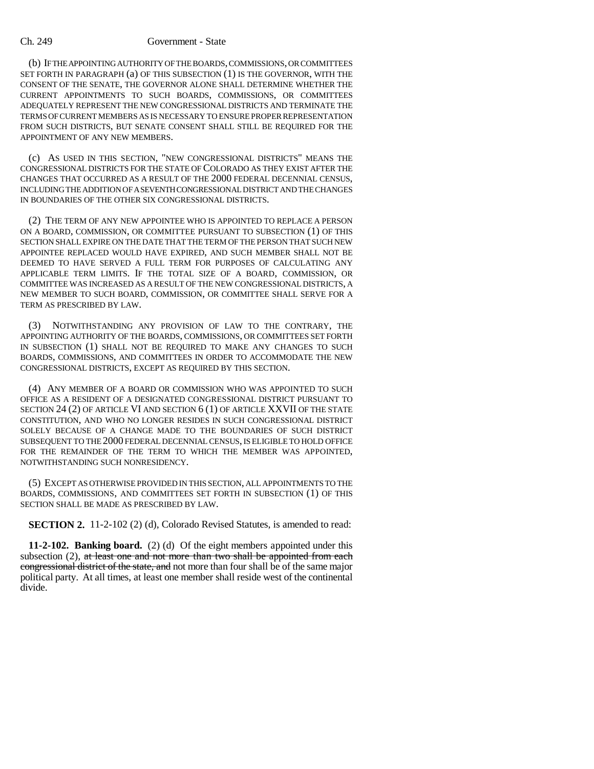(b) IF THE APPOINTING AUTHORITY OF THE BOARDS, COMMISSIONS, OR COMMITTEES SET FORTH IN PARAGRAPH (a) OF THIS SUBSECTION (1) IS THE GOVERNOR, WITH THE CONSENT OF THE SENATE, THE GOVERNOR ALONE SHALL DETERMINE WHETHER THE CURRENT APPOINTMENTS TO SUCH BOARDS, COMMISSIONS, OR COMMITTEES ADEQUATELY REPRESENT THE NEW CONGRESSIONAL DISTRICTS AND TERMINATE THE TERMS OF CURRENT MEMBERS AS IS NECESSARY TO ENSURE PROPER REPRESENTATION FROM SUCH DISTRICTS, BUT SENATE CONSENT SHALL STILL BE REQUIRED FOR THE APPOINTMENT OF ANY NEW MEMBERS.

(c) AS USED IN THIS SECTION, "NEW CONGRESSIONAL DISTRICTS" MEANS THE CONGRESSIONAL DISTRICTS FOR THE STATE OF COLORADO AS THEY EXIST AFTER THE CHANGES THAT OCCURRED AS A RESULT OF THE 2000 FEDERAL DECENNIAL CENSUS, INCLUDING THE ADDITION OF A SEVENTH CONGRESSIONAL DISTRICT AND THE CHANGES IN BOUNDARIES OF THE OTHER SIX CONGRESSIONAL DISTRICTS.

(2) THE TERM OF ANY NEW APPOINTEE WHO IS APPOINTED TO REPLACE A PERSON ON A BOARD, COMMISSION, OR COMMITTEE PURSUANT TO SUBSECTION (1) OF THIS SECTION SHALL EXPIRE ON THE DATE THAT THE TERM OF THE PERSON THAT SUCH NEW APPOINTEE REPLACED WOULD HAVE EXPIRED, AND SUCH MEMBER SHALL NOT BE DEEMED TO HAVE SERVED A FULL TERM FOR PURPOSES OF CALCULATING ANY APPLICABLE TERM LIMITS. IF THE TOTAL SIZE OF A BOARD, COMMISSION, OR COMMITTEE WAS INCREASED AS A RESULT OF THE NEW CONGRESSIONAL DISTRICTS, A NEW MEMBER TO SUCH BOARD, COMMISSION, OR COMMITTEE SHALL SERVE FOR A TERM AS PRESCRIBED BY LAW.

(3) NOTWITHSTANDING ANY PROVISION OF LAW TO THE CONTRARY, THE APPOINTING AUTHORITY OF THE BOARDS, COMMISSIONS, OR COMMITTEES SET FORTH IN SUBSECTION (1) SHALL NOT BE REQUIRED TO MAKE ANY CHANGES TO SUCH BOARDS, COMMISSIONS, AND COMMITTEES IN ORDER TO ACCOMMODATE THE NEW CONGRESSIONAL DISTRICTS, EXCEPT AS REQUIRED BY THIS SECTION.

(4) ANY MEMBER OF A BOARD OR COMMISSION WHO WAS APPOINTED TO SUCH OFFICE AS A RESIDENT OF A DESIGNATED CONGRESSIONAL DISTRICT PURSUANT TO SECTION 24 (2) OF ARTICLE VI AND SECTION 6 (1) OF ARTICLE XXVII OF THE STATE CONSTITUTION, AND WHO NO LONGER RESIDES IN SUCH CONGRESSIONAL DISTRICT SOLELY BECAUSE OF A CHANGE MADE TO THE BOUNDARIES OF SUCH DISTRICT SUBSEQUENT TO THE 2000 FEDERAL DECENNIAL CENSUS, IS ELIGIBLE TO HOLD OFFICE FOR THE REMAINDER OF THE TERM TO WHICH THE MEMBER WAS APPOINTED, NOTWITHSTANDING SUCH NONRESIDENCY.

(5) EXCEPT AS OTHERWISE PROVIDED IN THIS SECTION, ALL APPOINTMENTS TO THE BOARDS, COMMISSIONS, AND COMMITTEES SET FORTH IN SUBSECTION (1) OF THIS SECTION SHALL BE MADE AS PRESCRIBED BY LAW.

**SECTION 2.** 11-2-102 (2) (d), Colorado Revised Statutes, is amended to read:

**11-2-102. Banking board.** (2) (d) Of the eight members appointed under this subsection (2), ~~at least one and not more than two shall be appointed from each congressional district of the state, and~~ not more than four shall be of the same major political party. At all times, at least one member shall reside west of the continental divide.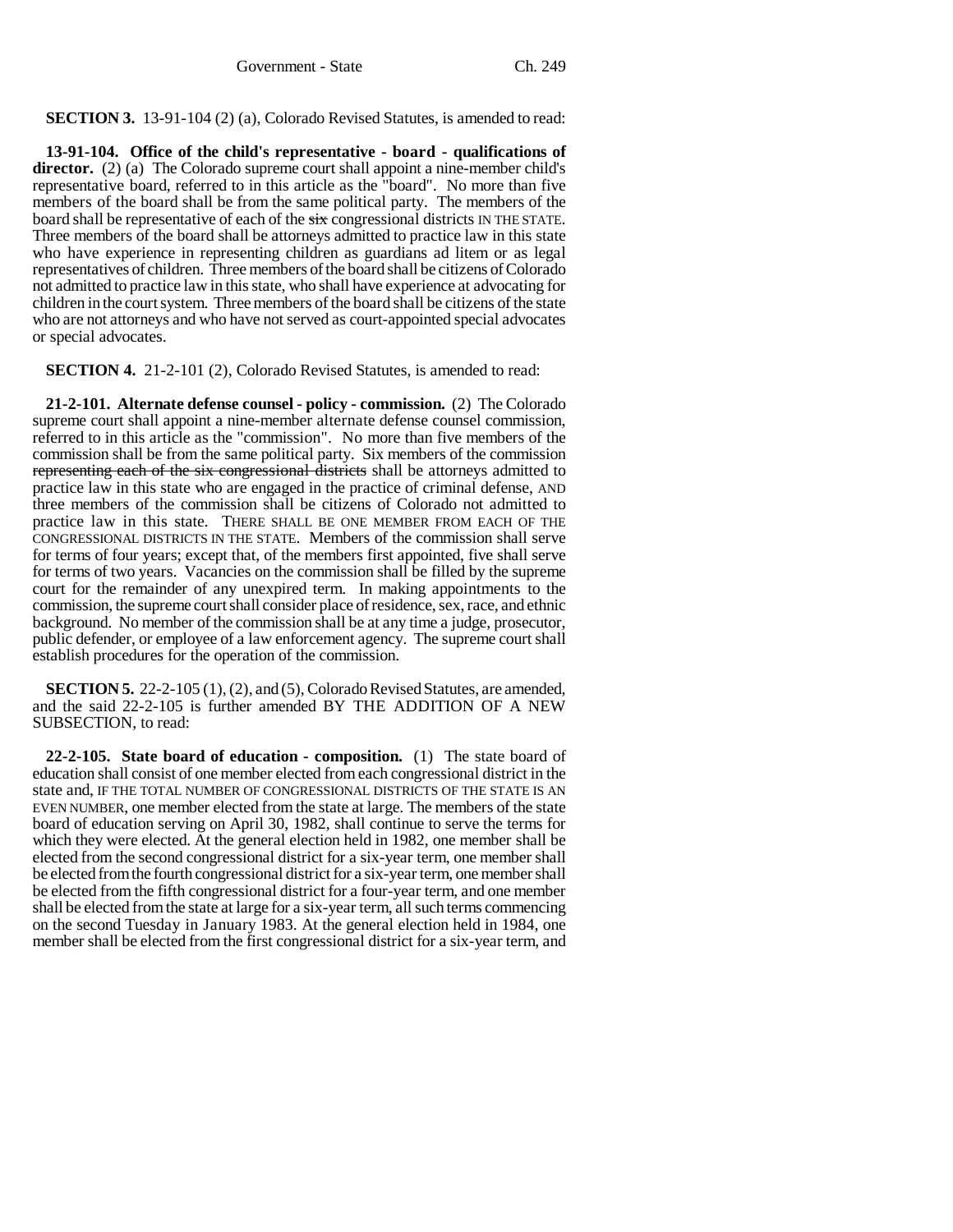**SECTION 3.** 13-91-104 (2) (a), Colorado Revised Statutes, is amended to read:

**13-91-104. Office of the child's representative - board - qualifications of director.** (2) (a) The Colorado supreme court shall appoint a nine-member child's representative board, referred to in this article as the "board". No more than five members of the board shall be from the same political party. The members of the board shall be representative of each of the ~~six~~ congressional districts IN THE STATE. Three members of the board shall be attorneys admitted to practice law in this state who have experience in representing children as guardians ad litem or as legal representatives of children. Three members of the board shall be citizens of Colorado not admitted to practice law in this state, who shall have experience at advocating for children in the court system. Three members of the board shall be citizens of the state who are not attorneys and who have not served as court-appointed special advocates or special advocates.

**SECTION 4.** 21-2-101 (2), Colorado Revised Statutes, is amended to read:

**21-2-101. Alternate defense counsel - policy - commission.** (2) The Colorado supreme court shall appoint a nine-member alternate defense counsel commission, referred to in this article as the "commission". No more than five members of the commission shall be from the same political party. Six members of the commission ~~representing each of the six congressional districts~~ shall be attorneys admitted to practice law in this state who are engaged in the practice of criminal defense, AND three members of the commission shall be citizens of Colorado not admitted to practice law in this state. THERE SHALL BE ONE MEMBER FROM EACH OF THE CONGRESSIONAL DISTRICTS IN THE STATE. Members of the commission shall serve for terms of four years; except that, of the members first appointed, five shall serve for terms of two years. Vacancies on the commission shall be filled by the supreme court for the remainder of any unexpired term. In making appointments to the commission, the supreme court shall consider place of residence, sex, race, and ethnic background. No member of the commission shall be at any time a judge, prosecutor, public defender, or employee of a law enforcement agency. The supreme court shall establish procedures for the operation of the commission.

**SECTION 5.** 22-2-105 (1), (2), and (5), Colorado Revised Statutes, are amended, and the said 22-2-105 is further amended BY THE ADDITION OF A NEW SUBSECTION, to read:

**22-2-105. State board of education - composition.** (1) The state board of education shall consist of one member elected from each congressional district in the state and, IF THE TOTAL NUMBER OF CONGRESSIONAL DISTRICTS OF THE STATE IS AN EVEN NUMBER, one member elected from the state at large. The members of the state board of education serving on April 30, 1982, shall continue to serve the terms for which they were elected. At the general election held in 1982, one member shall be elected from the second congressional district for a six-year term, one member shall be elected from the fourth congressional district for a six-year term, one member shall be elected from the fifth congressional district for a four-year term, and one member shall be elected from the state at large for a six-year term, all such terms commencing on the second Tuesday in January 1983. At the general election held in 1984, one member shall be elected from the first congressional district for a six-year term, and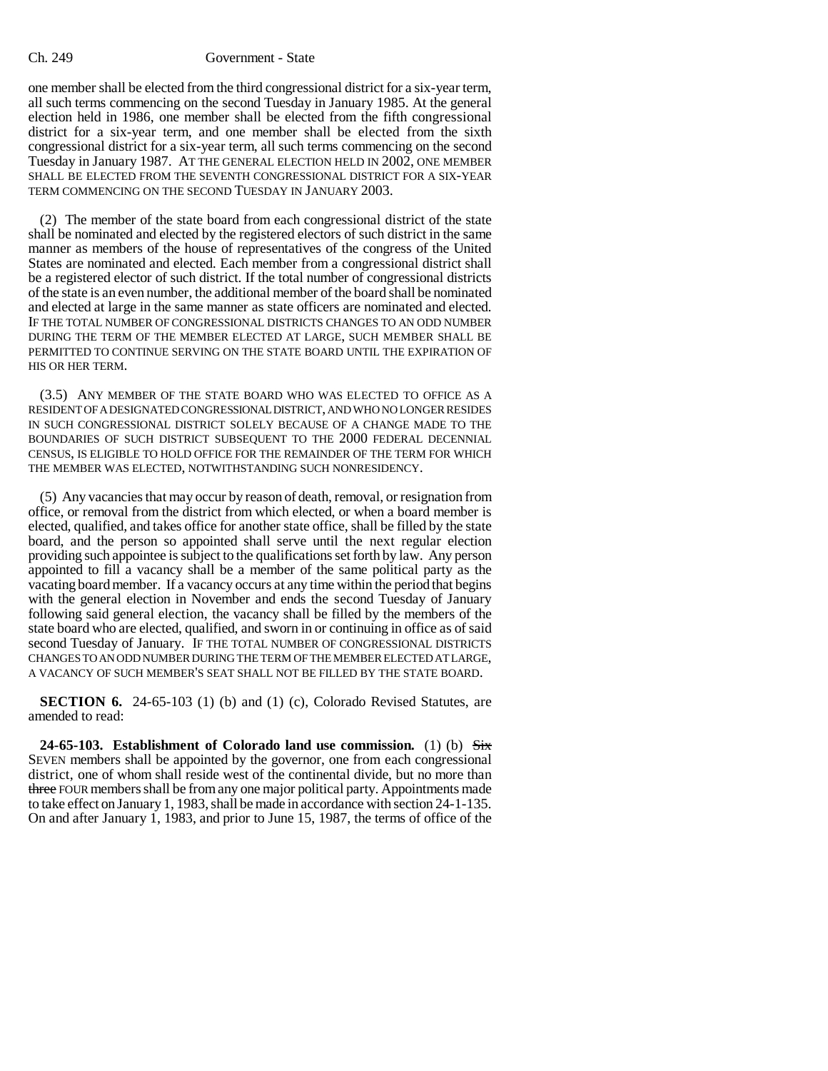one member shall be elected from the third congressional district for a six-year term, all such terms commencing on the second Tuesday in January 1985. At the general election held in 1986, one member shall be elected from the fifth congressional district for a six-year term, and one member shall be elected from the sixth congressional district for a six-year term, all such terms commencing on the second Tuesday in January 1987. AT THE GENERAL ELECTION HELD IN 2002, ONE MEMBER SHALL BE ELECTED FROM THE SEVENTH CONGRESSIONAL DISTRICT FOR A SIX-YEAR TERM COMMENCING ON THE SECOND TUESDAY IN JANUARY 2003.

(2) The member of the state board from each congressional district of the state shall be nominated and elected by the registered electors of such district in the same manner as members of the house of representatives of the congress of the United States are nominated and elected. Each member from a congressional district shall be a registered elector of such district. If the total number of congressional districts of the state is an even number, the additional member of the board shall be nominated and elected at large in the same manner as state officers are nominated and elected. IF THE TOTAL NUMBER OF CONGRESSIONAL DISTRICTS CHANGES TO AN ODD NUMBER DURING THE TERM OF THE MEMBER ELECTED AT LARGE, SUCH MEMBER SHALL BE PERMITTED TO CONTINUE SERVING ON THE STATE BOARD UNTIL THE EXPIRATION OF HIS OR HER TERM.

(3.5) ANY MEMBER OF THE STATE BOARD WHO WAS ELECTED TO OFFICE AS A RESIDENT OF A DESIGNATED CONGRESSIONAL DISTRICT, AND WHO NO LONGER RESIDES IN SUCH CONGRESSIONAL DISTRICT SOLELY BECAUSE OF A CHANGE MADE TO THE BOUNDARIES OF SUCH DISTRICT SUBSEQUENT TO THE 2000 FEDERAL DECENNIAL CENSUS, IS ELIGIBLE TO HOLD OFFICE FOR THE REMAINDER OF THE TERM FOR WHICH THE MEMBER WAS ELECTED, NOTWITHSTANDING SUCH NONRESIDENCY.

(5) Any vacancies that may occur by reason of death, removal, or resignation from office, or removal from the district from which elected, or when a board member is elected, qualified, and takes office for another state office, shall be filled by the state board, and the person so appointed shall serve until the next regular election providing such appointee is subject to the qualifications set forth by law. Any person appointed to fill a vacancy shall be a member of the same political party as the vacating board member. If a vacancy occurs at any time within the period that begins with the general election in November and ends the second Tuesday of January following said general election, the vacancy shall be filled by the members of the state board who are elected, qualified, and sworn in or continuing in office as of said second Tuesday of January. IF THE TOTAL NUMBER OF CONGRESSIONAL DISTRICTS CHANGES TO AN ODD NUMBER DURING THE TERM OF THE MEMBER ELECTED AT LARGE, A VACANCY OF SUCH MEMBER'S SEAT SHALL NOT BE FILLED BY THE STATE BOARD.

**SECTION 6.** 24-65-103 (1) (b) and (1) (c), Colorado Revised Statutes, are amended to read:

**24-65-103. Establishment of Colorado land use commission.** (1) (b) ~~Six~~ SEVEN members shall be appointed by the governor, one from each congressional district, one of whom shall reside west of the continental divide, but no more than ~~three~~ FOUR members shall be from any one major political party. Appointments made to take effect on January 1, 1983, shall be made in accordance with section 24-1-135. On and after January 1, 1983, and prior to June 15, 1987, the terms of office of the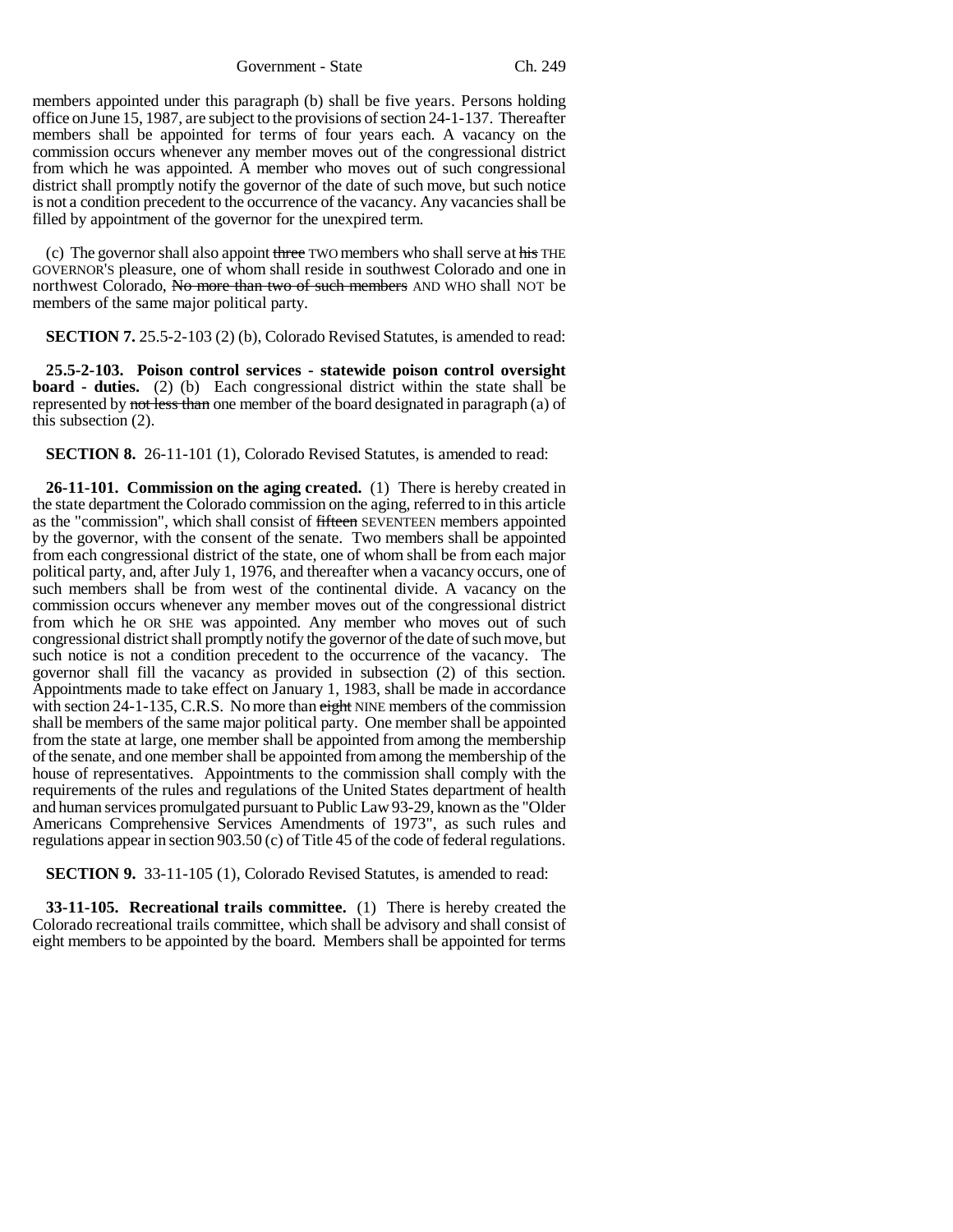members appointed under this paragraph (b) shall be five years. Persons holding office on June 15, 1987, are subject to the provisions of section 24-1-137. Thereafter members shall be appointed for terms of four years each. A vacancy on the commission occurs whenever any member moves out of the congressional district from which he was appointed. A member who moves out of such congressional district shall promptly notify the governor of the date of such move, but such notice is not a condition precedent to the occurrence of the vacancy. Any vacancies shall be filled by appointment of the governor for the unexpired term.

(c) The governor shall also appoint ~~three~~ TWO members who shall serve at ~~his~~ THE GOVERNOR'S pleasure, one of whom shall reside in southwest Colorado and one in northwest Colorado, ~~No more than two of such members~~ AND WHO shall NOT be members of the same major political party.

**SECTION 7.** 25.5-2-103 (2) (b), Colorado Revised Statutes, is amended to read:

**25.5-2-103. Poison control services - statewide poison control oversight board - duties.** (2) (b) Each congressional district within the state shall be represented by ~~not less than~~ one member of the board designated in paragraph (a) of this subsection (2).

**SECTION 8.** 26-11-101 (1), Colorado Revised Statutes, is amended to read:

**26-11-101. Commission on the aging created.** (1) There is hereby created in the state department the Colorado commission on the aging, referred to in this article as the "commission", which shall consist of ~~fifteen~~ SEVENTEEN members appointed by the governor, with the consent of the senate. Two members shall be appointed from each congressional district of the state, one of whom shall be from each major political party, and, after July 1, 1976, and thereafter when a vacancy occurs, one of such members shall be from west of the continental divide. A vacancy on the commission occurs whenever any member moves out of the congressional district from which he OR SHE was appointed. Any member who moves out of such congressional district shall promptly notify the governor of the date of such move, but such notice is not a condition precedent to the occurrence of the vacancy. The governor shall fill the vacancy as provided in subsection (2) of this section. Appointments made to take effect on January 1, 1983, shall be made in accordance with section 24-1-135, C.R.S. No more than ~~eight~~ NINE members of the commission shall be members of the same major political party. One member shall be appointed from the state at large, one member shall be appointed from among the membership of the senate, and one member shall be appointed from among the membership of the house of representatives. Appointments to the commission shall comply with the requirements of the rules and regulations of the United States department of health and human services promulgated pursuant to Public Law 93-29, known as the "Older Americans Comprehensive Services Amendments of 1973", as such rules and regulations appear in section 903.50 (c) of Title 45 of the code of federal regulations.

**SECTION 9.** 33-11-105 (1), Colorado Revised Statutes, is amended to read:

**33-11-105. Recreational trails committee.** (1) There is hereby created the Colorado recreational trails committee, which shall be advisory and shall consist of eight members to be appointed by the board. Members shall be appointed for terms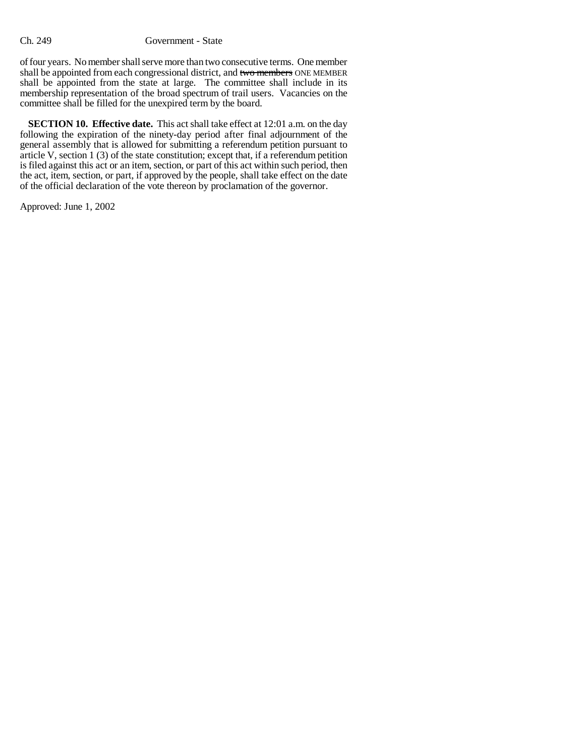of four years. No member shall serve more than two consecutive terms. One member shall be appointed from each congressional district, and ~~two members~~ ONE MEMBER shall be appointed from the state at large. The committee shall include in its membership representation of the broad spectrum of trail users. Vacancies on the committee shall be filled for the unexpired term by the board.

**SECTION 10. Effective date.** This act shall take effect at 12:01 a.m. on the day following the expiration of the ninety-day period after final adjournment of the general assembly that is allowed for submitting a referendum petition pursuant to article V, section 1 (3) of the state constitution; except that, if a referendum petition is filed against this act or an item, section, or part of this act within such period, then the act, item, section, or part, if approved by the people, shall take effect on the date of the official declaration of the vote thereon by proclamation of the governor.

Approved: June 1, 2002